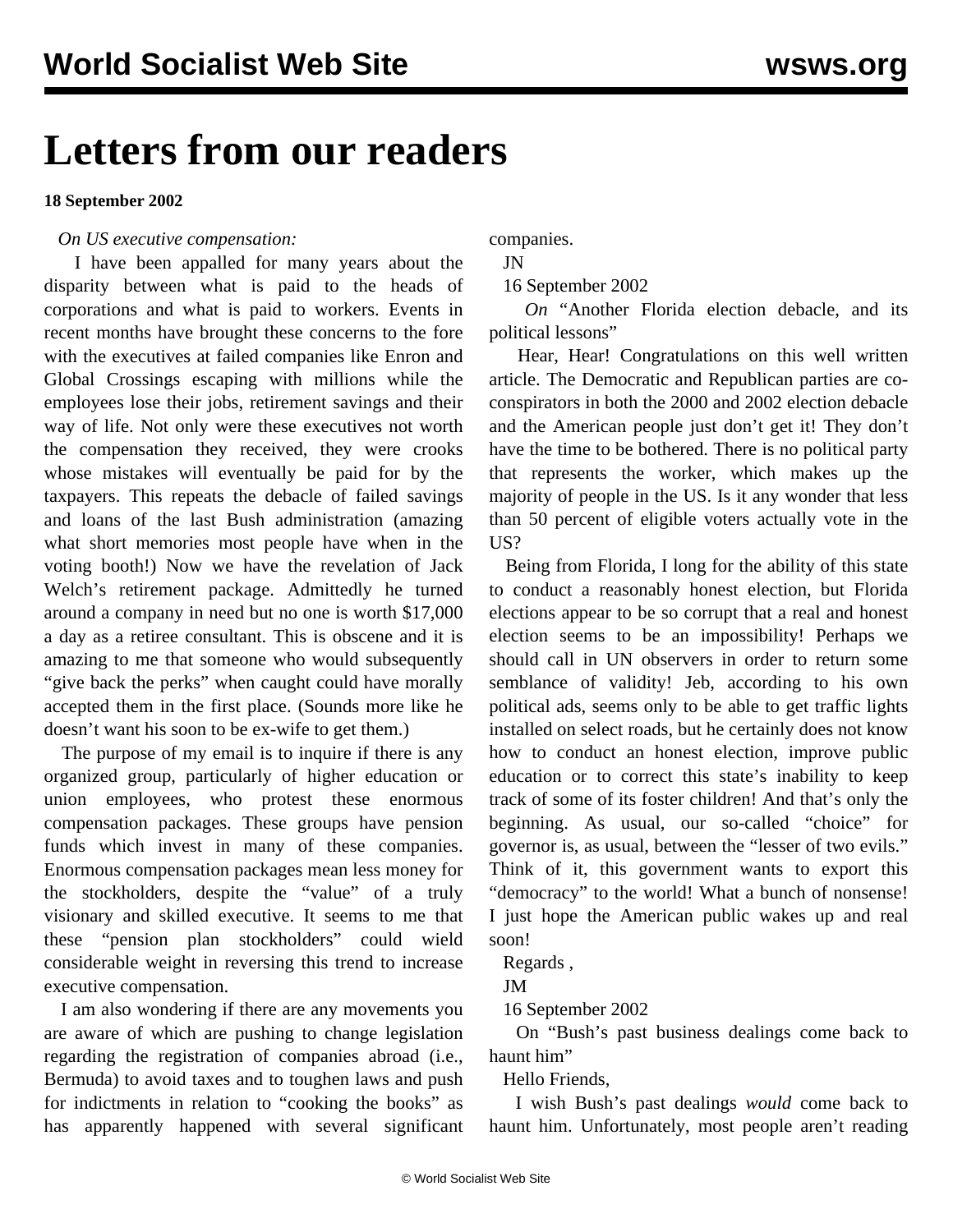# Letters from our readers

**18 September 2002**

*On US executive compensation:*

I have been appalled for many years about the disparity between what is paid to the heads of corporations and what is paid to workers. Events in recent months have brought these concerns to the fore with the executives at failed companies like Enron and Global Crossings escaping with millions while the employees lose their jobs, retirement savings and their way of life. Not only were these executives not worth the compensation they received, they were crooks whose mistakes will eventually be paid for by the taxpayers. This repeats the debacle of failed savings and loans of the last Bush administration (amazing what short memories most people have when in the voting booth!) Now we have the revelation of Jack Welch's retirement package. Admittedly he turned around a company in need but no one is worth $17,000 a day as a retiree consultant. This is obscene and it is amazing to me that someone who would subsequently "give back the perks" when caught could have morally accepted them in the first place. (Sounds more like he doesn't want his soon to be ex-wife to get them.)

The purpose of my email is to inquire if there is any organized group, particularly of higher education or union employees, who protest these enormous compensation packages. These groups have pension funds which invest in many of these companies. Enormous compensation packages mean less money for the stockholders, despite the "value" of a truly visionary and skilled executive. It seems to me that these "pension plan stockholders" could wield considerable weight in reversing this trend to increase executive compensation.

I am also wondering if there are any movements you are aware of which are pushing to change legislation regarding the registration of companies abroad (i.e., Bermuda) to avoid taxes and to toughen laws and push for indictments in relation to "cooking the books" as has apparently happened with several significant companies.

JN

16 September 2002

*On* "Another Florida election debacle, and its political lessons"

Hear, Hear! Congratulations on this well written article. The Democratic and Republican parties are co-conspirators in both the 2000 and 2002 election debacle and the American people just don't get it! They don't have the time to be bothered. There is no political party that represents the worker, which makes up the majority of people in the US. Is it any wonder that less than 50 percent of eligible voters actually vote in the US?

Being from Florida, I long for the ability of this state to conduct a reasonably honest election, but Florida elections appear to be so corrupt that a real and honest election seems to be an impossibility! Perhaps we should call in UN observers in order to return some semblance of validity! Jeb, according to his own political ads, seems only to be able to get traffic lights installed on select roads, but he certainly does not know how to conduct an honest election, improve public education or to correct this state's inability to keep track of some of its foster children! And that's only the beginning. As usual, our so-called "choice" for governor is, as usual, between the "lesser of two evils." Think of it, this government wants to export this "democracy" to the world! What a bunch of nonsense! I just hope the American public wakes up and real soon!

Regards ,

JM

16 September 2002

On "Bush's past business dealings come back to haunt him"

Hello Friends,

I wish Bush's past dealings *would* come back to haunt him. Unfortunately, most people aren't reading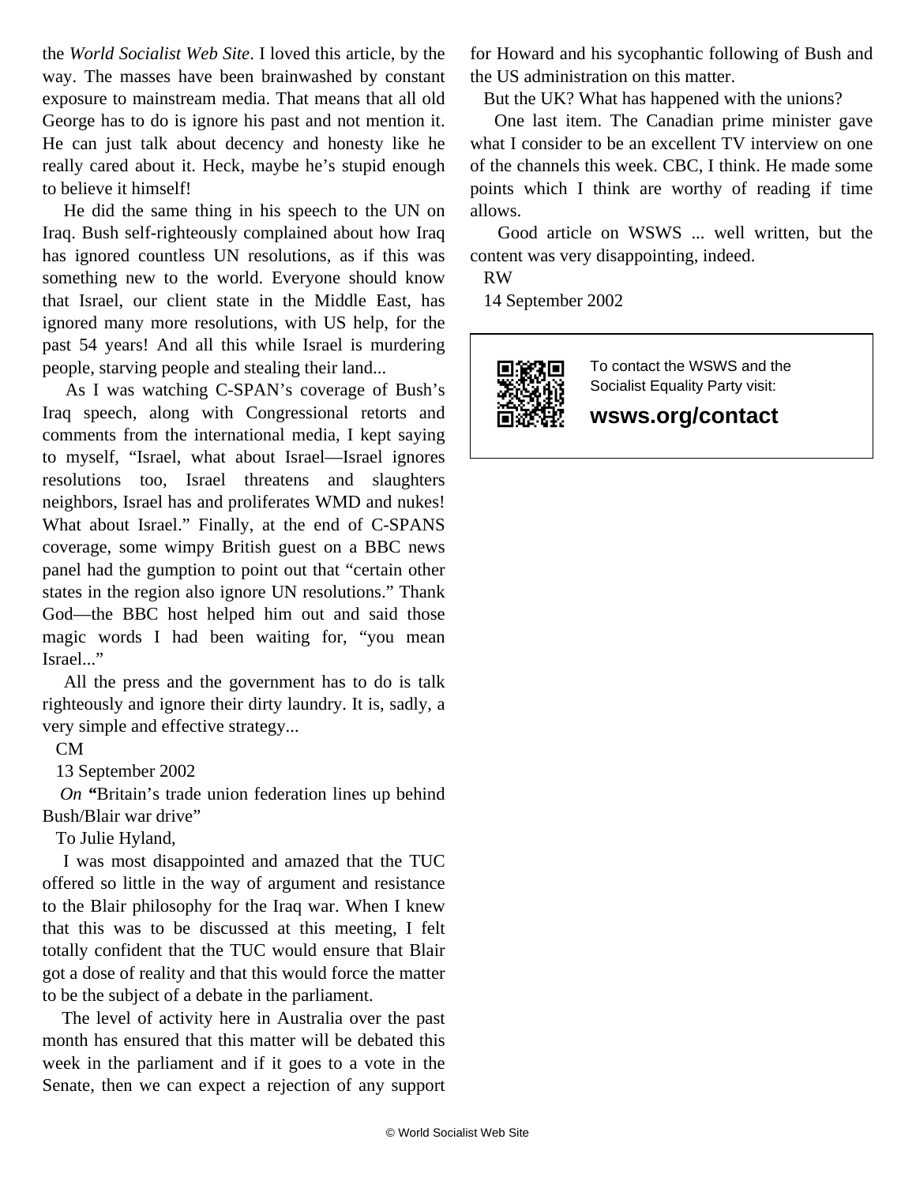the *World Socialist Web Site*. I loved this article, by the way. The masses have been brainwashed by constant exposure to mainstream media. That means that all old George has to do is ignore his past and not mention it. He can just talk about decency and honesty like he really cared about it. Heck, maybe he's stupid enough to believe it himself!

He did the same thing in his speech to the UN on Iraq. Bush self-righteously complained about how Iraq has ignored countless UN resolutions, as if this was something new to the world. Everyone should know that Israel, our client state in the Middle East, has ignored many more resolutions, with US help, for the past 54 years! And all this while Israel is murdering people, starving people and stealing their land...

As I was watching C-SPAN's coverage of Bush's Iraq speech, along with Congressional retorts and comments from the international media, I kept saying to myself, "Israel, what about Israel—Israel ignores resolutions too, Israel threatens and slaughters neighbors, Israel has and proliferates WMD and nukes! What about Israel." Finally, at the end of C-SPANS coverage, some wimpy British guest on a BBC news panel had the gumption to point out that "certain other states in the region also ignore UN resolutions." Thank God—the BBC host helped him out and said those magic words I had been waiting for, "you mean Israel..."

All the press and the government has to do is talk righteously and ignore their dirty laundry. It is, sadly, a very simple and effective strategy...

CM

13 September 2002

*On* **"**Britain's trade union federation lines up behind Bush/Blair war drive"

To Julie Hyland,

I was most disappointed and amazed that the TUC offered so little in the way of argument and resistance to the Blair philosophy for the Iraq war. When I knew that this was to be discussed at this meeting, I felt totally confident that the TUC would ensure that Blair got a dose of reality and that this would force the matter to be the subject of a debate in the parliament.

The level of activity here in Australia over the past month has ensured that this matter will be debated this week in the parliament and if it goes to a vote in the Senate, then we can expect a rejection of any support for Howard and his sycophantic following of Bush and the US administration on this matter.

But the UK? What has happened with the unions?

One last item. The Canadian prime minister gave what I consider to be an excellent TV interview on one of the channels this week. CBC, I think. He made some points which I think are worthy of reading if time allows.

Good article on WSWS ... well written, but the content was very disappointing, indeed.

RW

14 September 2002

To contact the WSWS and the Socialist Equality Party visit:

**wsws.org/contact**